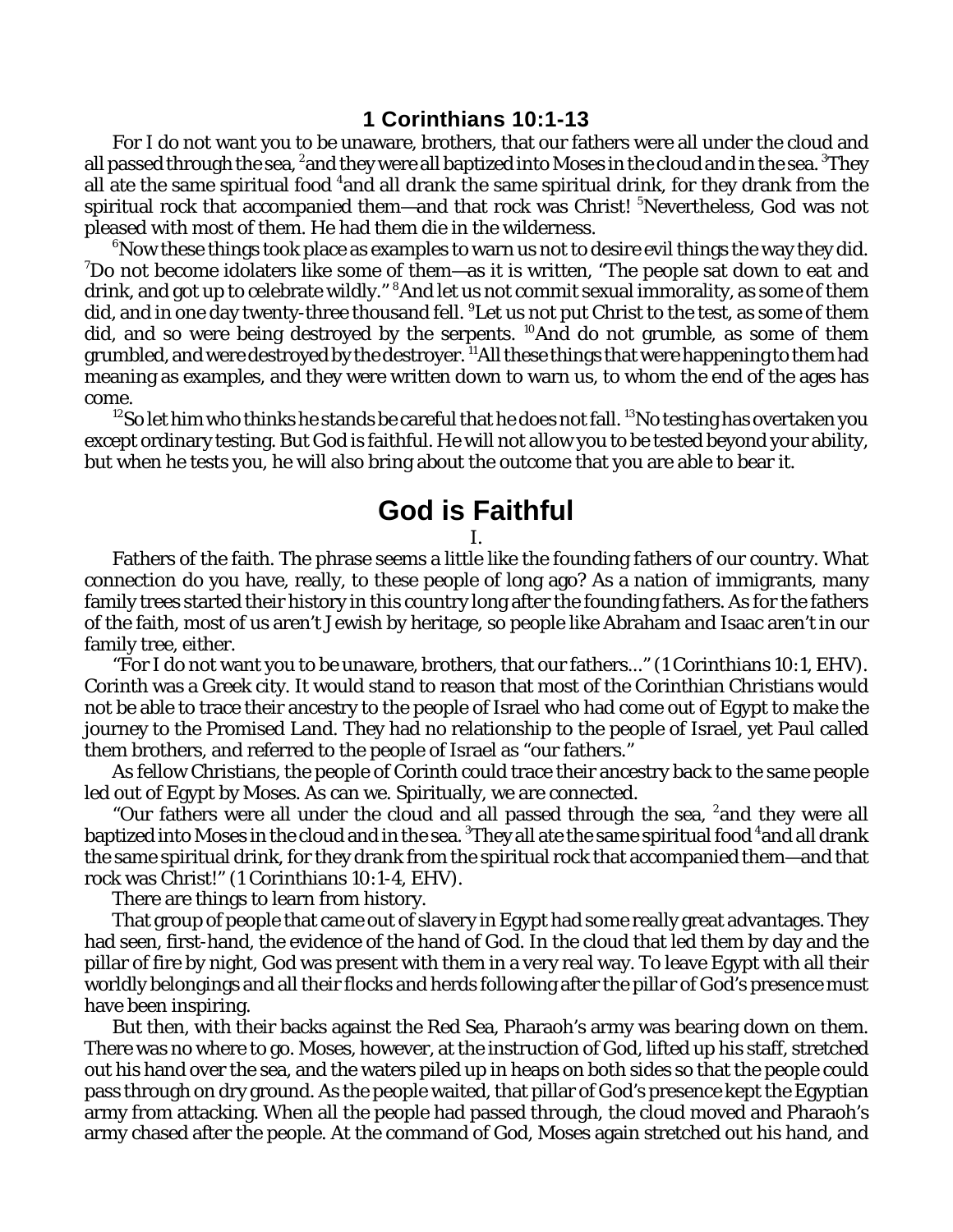## 1 Corinthians 10:1-13

For I do not want you to be unaware, brothers, that our fathers were all under the cloud and all passed through the sea, [2]and they were all baptized into Moses in the cloud and in the sea. [3]They all ate the same spiritual food [4]and all drank the same spiritual drink, for they drank from the spiritual rock that accompanied them—and that rock was Christ! [5]Nevertheless, God was not pleased with most of them. He had them die in the wilderness.

[6]Now these things took place as examples to warn us not to desire evil things the way they did. [7]Do not become idolaters like some of them—as it is written, "The people sat down to eat and drink, and got up to celebrate wildly." [8]And let us not commit sexual immorality, as some of them did, and in one day twenty-three thousand fell. [9]Let us not put Christ to the test, as some of them did, and so were being destroyed by the serpents. [10]And do not grumble, as some of them grumbled, and were destroyed by the destroyer. [11]All these things that were happening to them had meaning as examples, and they were written down to warn us, to whom the end of the ages has come.

[12]So let him who thinks he stands be careful that he does not fall. [13]No testing has overtaken you except ordinary testing. But God is faithful. He will not allow you to be tested beyond your ability, but when he tests you, he will also bring about the outcome that you are able to bear it.

# God is Faithful

I.

Fathers of the faith. The phrase seems a little like the founding fathers of our country. What connection do you have, really, to these people of long ago? As a nation of immigrants, many family trees started their history in this country long after the founding fathers. As for the fathers of the faith, most of us aren't Jewish by heritage, so people like Abraham and Isaac aren't in our family tree, either.

"For I do not want you to be unaware, brothers, that our fathers..." (1 Corinthians 10:1, EHV). Corinth was a Greek city. It would stand to reason that most of the Corinthian Christians would not be able to trace their ancestry to the people of Israel who had come out of Egypt to make the journey to the Promised Land. They had no relationship to the people of Israel, yet Paul called them brothers, and referred to the people of Israel as "our fathers."

As fellow Christians, the people of Corinth could trace their ancestry back to the same people led out of Egypt by Moses. As can we. Spiritually, we are connected.

"Our fathers were all under the cloud and all passed through the sea, [2]and they were all baptized into Moses in the cloud and in the sea. [3]They all ate the same spiritual food [4]and all drank the same spiritual drink, for they drank from the spiritual rock that accompanied them—and that rock was Christ!" (1 Corinthians 10:1-4, EHV).

There are things to learn from history.

That group of people that came out of slavery in Egypt had some really great advantages. They had seen, first-hand, the evidence of the hand of God. In the cloud that led them by day and the pillar of fire by night, God was present with them in a very real way. To leave Egypt with all their worldly belongings and all their flocks and herds following after the pillar of God's presence must have been inspiring.

But then, with their backs against the Red Sea, Pharaoh's army was bearing down on them. There was no where to go. Moses, however, at the instruction of God, lifted up his staff, stretched out his hand over the sea, and the waters piled up in heaps on both sides so that the people could pass through on dry ground. As the people waited, that pillar of God's presence kept the Egyptian army from attacking. When all the people had passed through, the cloud moved and Pharaoh's army chased after the people. At the command of God, Moses again stretched out his hand, and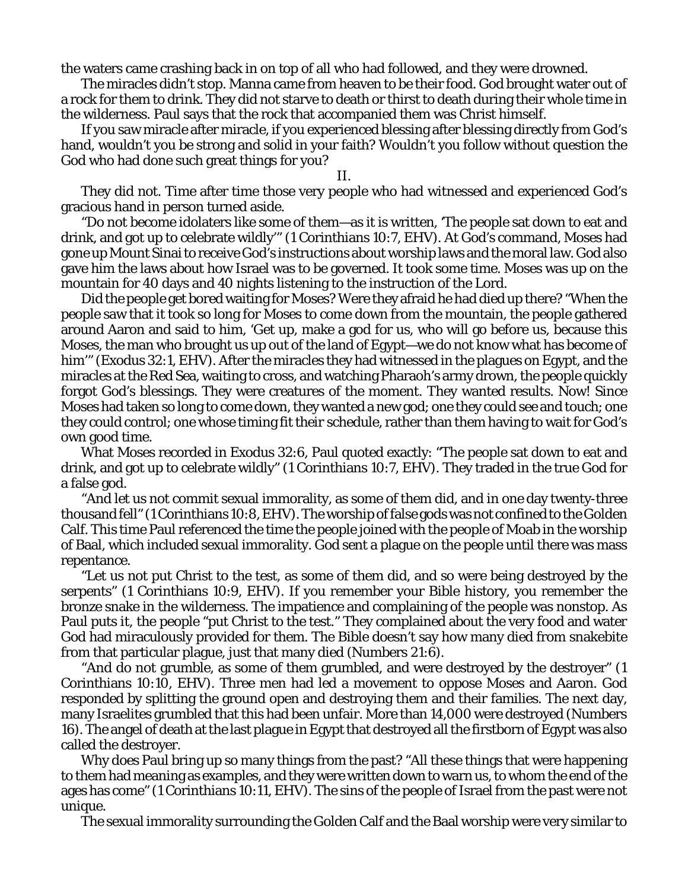the waters came crashing back in on top of all who had followed, and they were drowned.

The miracles didn't stop. Manna came from heaven to be their food. God brought water out of a rock for them to drink. They did not starve to death or thirst to death during their whole time in the wilderness. Paul says that the rock that accompanied them was Christ himself.

If you saw miracle after miracle, if you experienced blessing after blessing directly from God's hand, wouldn't you be strong and solid in your faith? Wouldn't you follow without question the God who had done such great things for you?

II.

They did not. Time after time those very people who had witnessed and experienced God's gracious hand in person turned aside.

"Do not become idolaters like some of them—as it is written, 'The people sat down to eat and drink, and got up to celebrate wildly'" (1 Corinthians 10:7, EHV). At God's command, Moses had gone up Mount Sinai to receive God's instructions about worship laws and the moral law. God also gave him the laws about how Israel was to be governed. It took some time. Moses was up on the mountain for 40 days and 40 nights listening to the instruction of the Lord.

Did the people get bored waiting for Moses? Were they afraid he had died up there? "When the people saw that it took so long for Moses to come down from the mountain, the people gathered around Aaron and said to him, 'Get up, make a god for us, who will go before us, because this Moses, the man who brought us up out of the land of Egypt—we do not know what has become of him'" (Exodus 32:1, EHV). After the miracles they had witnessed in the plagues on Egypt, and the miracles at the Red Sea, waiting to cross, and watching Pharaoh's army drown, the people quickly forgot God's blessings. They were creatures of the moment. They wanted results. Now! Since Moses had taken so long to come down, they wanted a new god; one they could see and touch; one they could control; one whose timing fit their schedule, rather than them having to wait for God's own good time.

What Moses recorded in Exodus 32:6, Paul quoted exactly: "The people sat down to eat and drink, and got up to celebrate wildly" (1 Corinthians 10:7, EHV). They traded in the true God for a false god.

"And let us not commit sexual immorality, as some of them did, and in one day twenty-three thousand fell" (1 Corinthians 10:8, EHV). The worship of false gods was not confined to the Golden Calf. This time Paul referenced the time the people joined with the people of Moab in the worship of Baal, which included sexual immorality. God sent a plague on the people until there was mass repentance.

"Let us not put Christ to the test, as some of them did, and so were being destroyed by the serpents" (1 Corinthians 10:9, EHV). If you remember your Bible history, you remember the bronze snake in the wilderness. The impatience and complaining of the people was nonstop. As Paul puts it, the people "put Christ to the test." They complained about the very food and water God had miraculously provided for them. The Bible doesn't say how many died from snakebite from that particular plague, just that many died (Numbers 21:6).

"And do not grumble, as some of them grumbled, and were destroyed by the destroyer" (1 Corinthians 10:10, EHV). Three men had led a movement to oppose Moses and Aaron. God responded by splitting the ground open and destroying them and their families. The next day, many Israelites grumbled that this had been unfair. More than 14,000 were destroyed (Numbers 16). The angel of death at the last plague in Egypt that destroyed all the firstborn of Egypt was also called the destroyer.

Why does Paul bring up so many things from the past? "All these things that were happening to them had meaning as examples, and they were written down to warn us, to whom the end of the ages has come" (1 Corinthians 10:11, EHV). The sins of the people of Israel from the past were not unique.

The sexual immorality surrounding the Golden Calf and the Baal worship were very similar to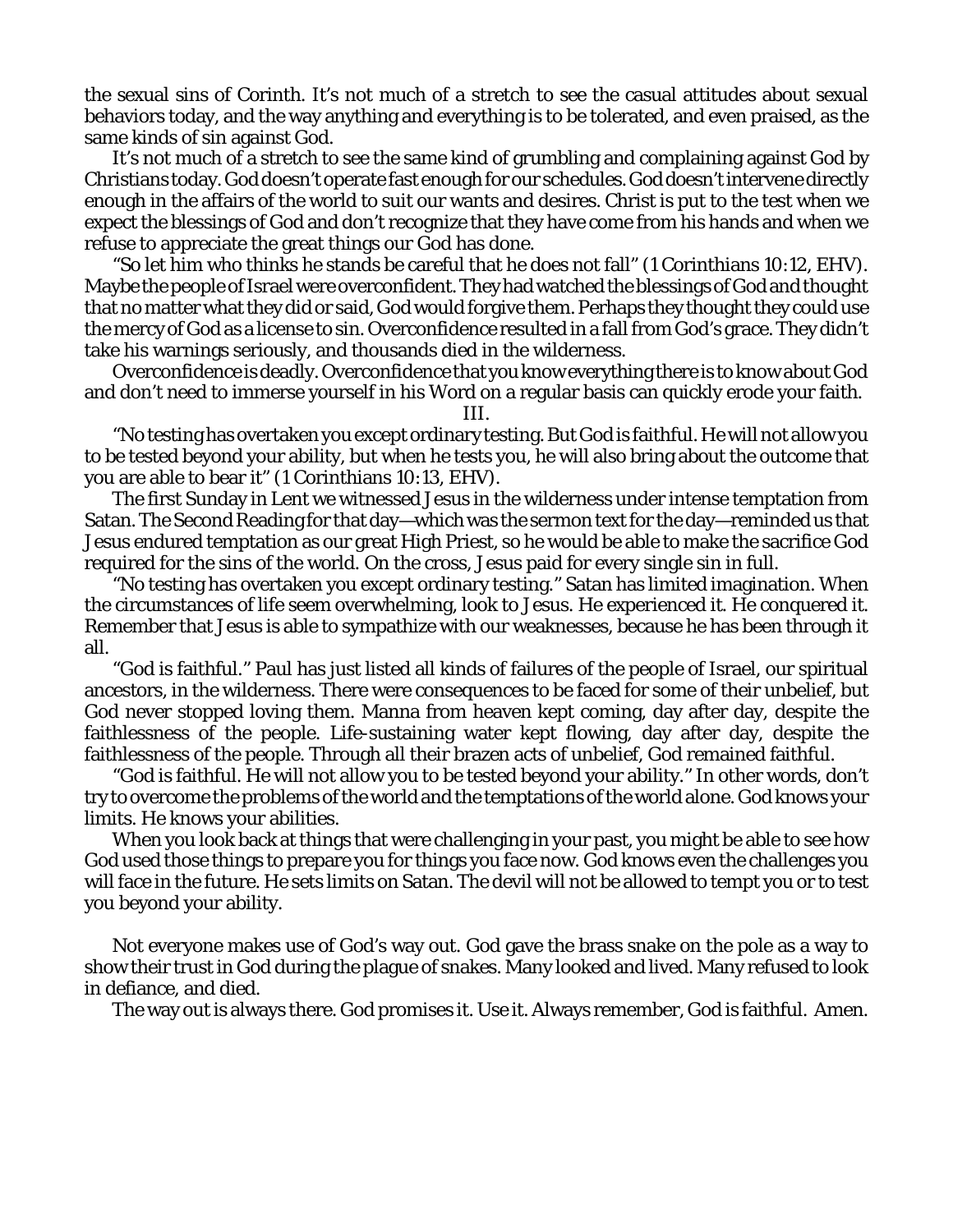the sexual sins of Corinth. It's not much of a stretch to see the casual attitudes about sexual behaviors today, and the way anything and everything is to be tolerated, and even praised, as the same kinds of sin against God.

It's not much of a stretch to see the same kind of grumbling and complaining against God by Christians today. God doesn't operate fast enough for our schedules. God doesn't intervene directly enough in the affairs of the world to suit our wants and desires. Christ is put to the test when we expect the blessings of God and don't recognize that they have come from his hands and when we refuse to appreciate the great things our God has done.

"So let him who thinks he stands be careful that he does not fall" (1 Corinthians 10:12, EHV). Maybe the people of Israel were overconfident. They had watched the blessings of God and thought that no matter what they did or said, God would forgive them. Perhaps they thought they could use the mercy of God as a license to sin. Overconfidence resulted in a fall from God's grace. They didn't take his warnings seriously, and thousands died in the wilderness.

Overconfidence is deadly. Overconfidence that you know everything there is to know about God and don't need to immerse yourself in his Word on a regular basis can quickly erode your faith.

III.

"No testing has overtaken you except ordinary testing. But God is faithful. He will not allow you to be tested beyond your ability, but when he tests you, he will also bring about the outcome that you are able to bear it" (1 Corinthians 10:13, EHV).

The first Sunday in Lent we witnessed Jesus in the wilderness under intense temptation from Satan. The Second Reading for that day—which was the sermon text for the day—reminded us that Jesus endured temptation as our great High Priest, so he would be able to make the sacrifice God required for the sins of the world. On the cross, Jesus paid for every single sin in full.

"No testing has overtaken you except ordinary testing." Satan has limited imagination. When the circumstances of life seem overwhelming, look to Jesus. He experienced it. He conquered it. Remember that Jesus is able to sympathize with our weaknesses, because he has been through it all.

"God is faithful." Paul has just listed all kinds of failures of the people of Israel, our spiritual ancestors, in the wilderness. There were consequences to be faced for some of their unbelief, but God never stopped loving them. Manna from heaven kept coming, day after day, despite the faithlessness of the people. Life-sustaining water kept flowing, day after day, despite the faithlessness of the people. Through all their brazen acts of unbelief, God remained faithful.

"God is faithful. He will not allow you to be tested beyond your ability." In other words, don't try to overcome the problems of the world and the temptations of the world alone. God knows your limits. He knows your abilities.

When you look back at things that were challenging in your past, you might be able to see how God used those things to prepare you for things you face now. God knows even the challenges you will face in the future. He sets limits on Satan. The devil will not be allowed to tempt you or to test you beyond your ability.

Not everyone makes use of God's way out. God gave the brass snake on the pole as a way to show their trust in God during the plague of snakes. Many looked and lived. Many refused to look in defiance, and died.

The way out is always there. God promises it. Use it. Always remember, God is faithful. Amen.